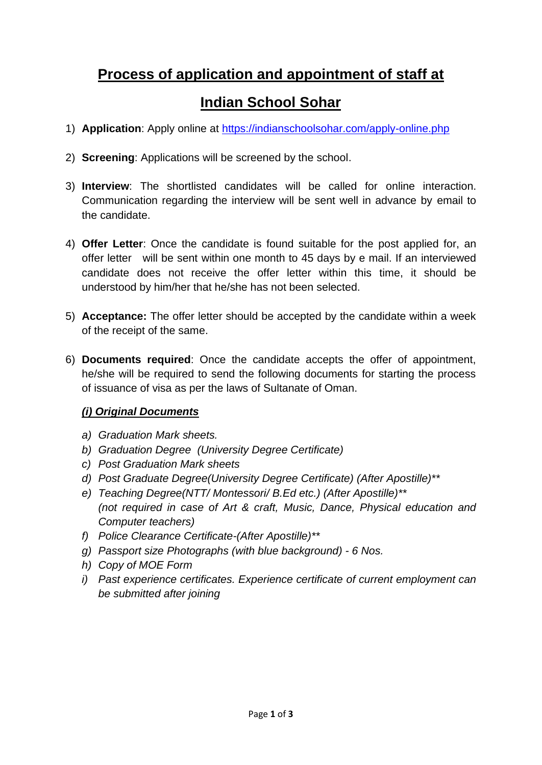# **Process of application and appointment of staff at Indian School Sohar**

1) **Application**: Apply online at https://indianschoolsohar.com/apply-online.php

2) **Screening**: Applications will be screened by the school.

3) **Interview**: The shortlisted candidates will be called for online interaction. Communication regarding the interview will be sent well in advance by email to the candidate.

4) **Offer Letter**: Once the candidate is found suitable for the post applied for, an offer letter will be sent within one month to 45 days by e mail. If an interviewed candidate does not receive the offer letter within this time, it should be understood by him/her that he/she has not been selected.

5) **Acceptance:** The offer letter should be accepted by the candidate within a week of the receipt of the same.

6) **Documents required**: Once the candidate accepts the offer of appointment, he/she will be required to send the following documents for starting the process of issuance of visa as per the laws of Sultanate of Oman.

***(i) Original Documents***

*a) Graduation Mark sheets.*
*b) Graduation Degree (University Degree Certificate)*
*c) Post Graduation Mark sheets*
*d) Post Graduate Degree(University Degree Certificate) (After Apostille)***
*e) Teaching Degree(NTT/ Montessori/ B.Ed etc.) (After Apostille)***
*(not required in case of Art & craft, Music, Dance, Physical education and Computer teachers)*
*f) Police Clearance Certificate-(After Apostille)***
*g) Passport size Photographs (with blue background) - 6 Nos.*
*h) Copy of MOE Form*
*i) Past experience certificates. Experience certificate of current employment can be submitted after joining*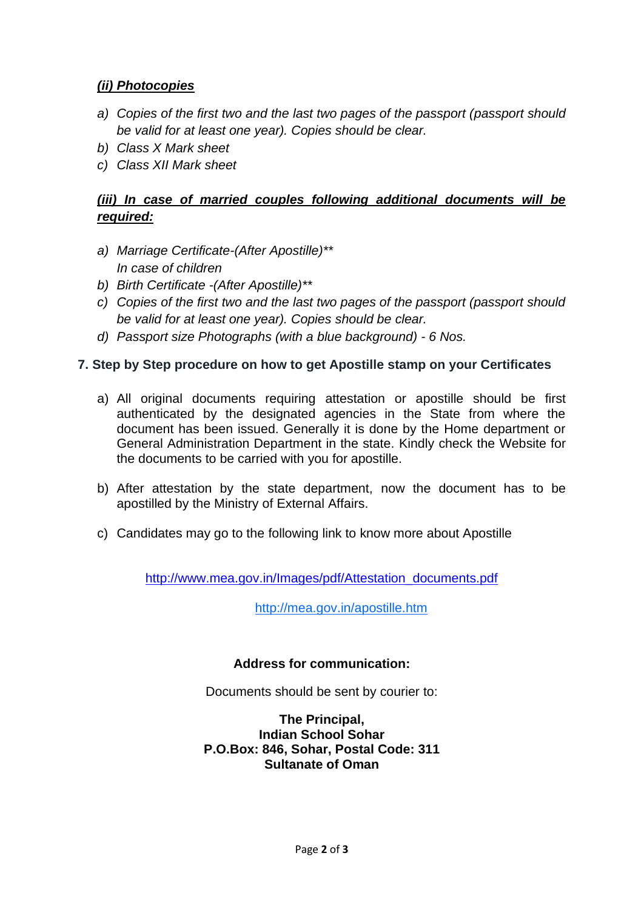***(ii) Photocopies***

*a) Copies of the first two and the last two pages of the passport (passport should be valid for at least one year). Copies should be clear.*
*b) Class X Mark sheet*
*c) Class XII Mark sheet*

***(iii) In case of married couples following additional documents will be required:***

*a) Marriage Certificate-(After Apostille)\*\**
*In case of children*
*b) Birth Certificate -(After Apostille)\*\**
*c) Copies of the first two and the last two pages of the passport (passport should be valid for at least one year). Copies should be clear.*
*d) Passport size Photographs (with a blue background) - 6 Nos.*

**7. Step by Step procedure on how to get Apostille stamp on your Certificates**

a) All original documents requiring attestation or apostille should be first authenticated by the designated agencies in the State from where the document has been issued. Generally it is done by the Home department or General Administration Department in the state. Kindly check the Website for the documents to be carried with you for apostille.

b) After attestation by the state department, now the document has to be apostilled by the Ministry of External Affairs.

c) Candidates may go to the following link to know more about Apostille

http://www.mea.gov.in/Images/pdf/Attestation_documents.pdf

http://mea.gov.in/apostille.htm

**Address for communication:**

Documents should be sent by courier to:

**The Principal,**
**Indian School Sohar**
**P.O.Box: 846, Sohar, Postal Code: 311**
**Sultanate of Oman**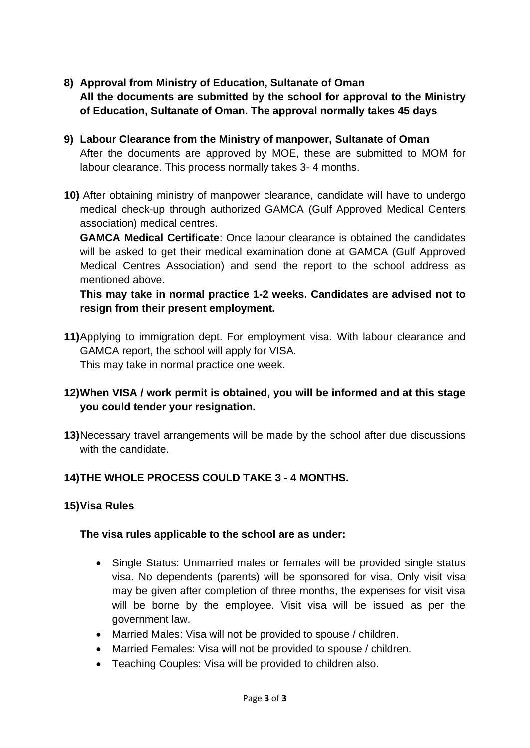8) **Approval from Ministry of Education, Sultanate of Oman**
   **All the documents are submitted by the school for approval to the Ministry of Education, Sultanate of Oman. The approval normally takes 45 days**

9) **Labour Clearance from the Ministry of manpower, Sultanate of Oman**
   After the documents are approved by MOE, these are submitted to MOM for labour clearance. This process normally takes 3- 4 months.

10) After obtaining ministry of manpower clearance, candidate will have to undergo medical check-up through authorized GAMCA (Gulf Approved Medical Centers association) medical centres.
    **GAMCA Medical Certificate**: Once labour clearance is obtained the candidates will be asked to get their medical examination done at GAMCA (Gulf Approved Medical Centres Association) and send the report to the school address as mentioned above.
    **This may take in normal practice 1-2 weeks. Candidates are advised not to resign from their present employment.**

11) Applying to immigration dept. For employment visa. With labour clearance and GAMCA report, the school will apply for VISA.
    This may take in normal practice one week.

12) **When VISA / work permit is obtained, you will be informed and at this stage you could tender your resignation.**

13) Necessary travel arrangements will be made by the school after due discussions with the candidate.

14) **THE WHOLE PROCESS COULD TAKE 3 - 4 MONTHS.**

15) **Visa Rules**

    **The visa rules applicable to the school are as under:**

    - Single Status: Unmarried males or females will be provided single status visa. No dependents (parents) will be sponsored for visa. Only visit visa may be given after completion of three months, the expenses for visit visa will be borne by the employee. Visit visa will be issued as per the government law.
    - Married Males: Visa will not be provided to spouse / children.
    - Married Females: Visa will not be provided to spouse / children.
    - Teaching Couples: Visa will be provided to children also.